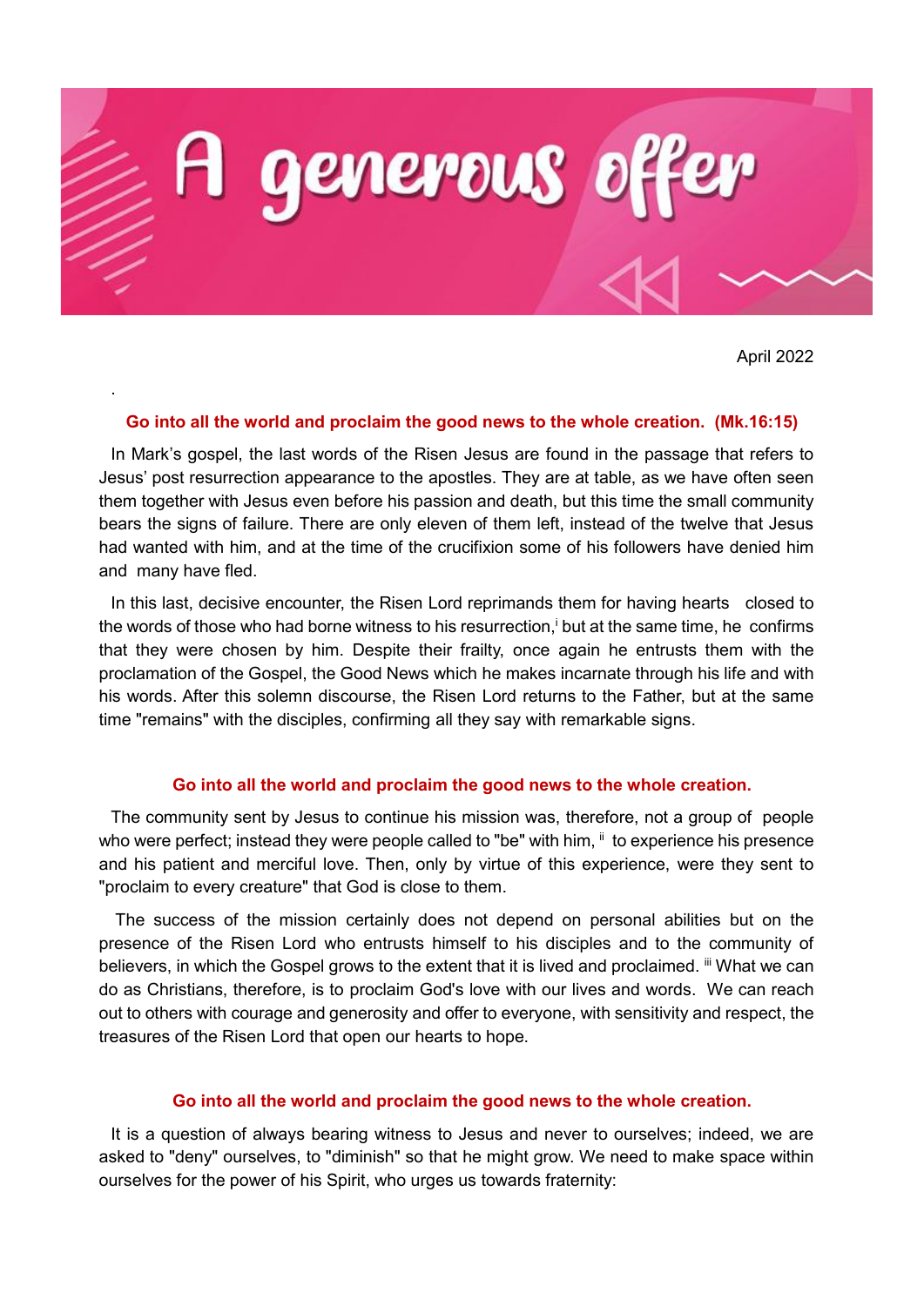# A generous offer

April 2022

.

**Go into all the world and proclaim the good news to the whole creation. (Mk.16:15)**

In Mark's gospel, the last words of the Risen Jesus are found in the passage that refers to Jesus' post resurrection appearance to the apostles. They are at table, as we have often seen them together with Jesus even before his passion and death, but this time the small community bears the signs of failure. There are only eleven of them left, instead of the twelve that Jesus had wanted with him, and at the time of the crucifixion some of his followers have denied him and many have fled.

In this last, decisive encounter, the Risen Lord reprimands them for having hearts closed to the words of those who had borne witness to his resurrection,[i] but at the same time, he confirms that they were chosen by him. Despite their frailty, once again he entrusts them with the proclamation of the Gospel, the Good News which he makes incarnate through his life and with his words. After this solemn discourse, the Risen Lord returns to the Father, but at the same time "remains" with the disciples, confirming all they say with remarkable signs.

**Go into all the world and proclaim the good news to the whole creation.**

The community sent by Jesus to continue his mission was, therefore, not a group of people who were perfect; instead they were people called to "be" with him, [ii] to experience his presence and his patient and merciful love. Then, only by virtue of this experience, were they sent to "proclaim to every creature" that God is close to them.

The success of the mission certainly does not depend on personal abilities but on the presence of the Risen Lord who entrusts himself to his disciples and to the community of believers, in which the Gospel grows to the extent that it is lived and proclaimed. [iii] What we can do as Christians, therefore, is to proclaim God's love with our lives and words. We can reach out to others with courage and generosity and offer to everyone, with sensitivity and respect, the treasures of the Risen Lord that open our hearts to hope.

**Go into all the world and proclaim the good news to the whole creation.**

It is a question of always bearing witness to Jesus and never to ourselves; indeed, we are asked to "deny" ourselves, to "diminish" so that he might grow. We need to make space within ourselves for the power of his Spirit, who urges us towards fraternity: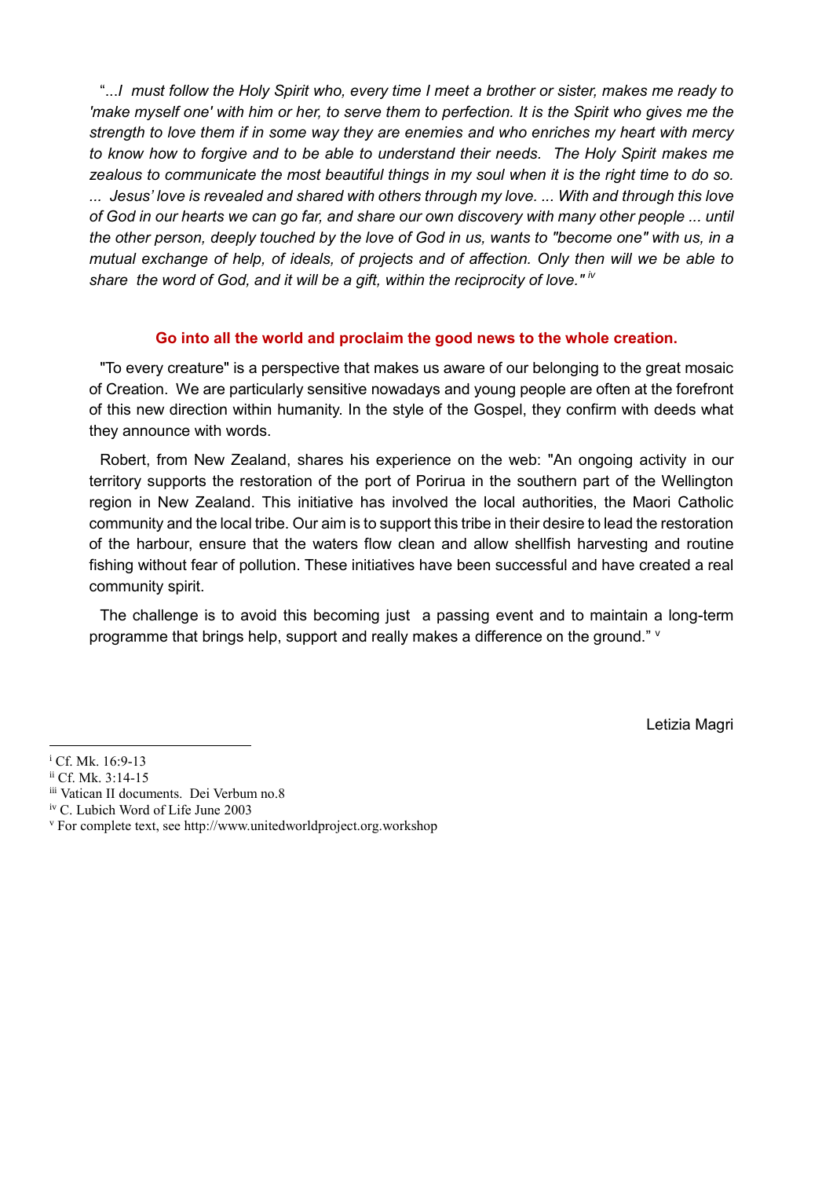"...*I must follow the Holy Spirit who, every time I meet a brother or sister, makes me ready to 'make myself one' with him or her, to serve them to perfection. It is the Spirit who gives me the strength to love them if in some way they are enemies and who enriches my heart with mercy to know how to forgive and to be able to understand their needs. The Holy Spirit makes me zealous to communicate the most beautiful things in my soul when it is the right time to do so. ... Jesus' love is revealed and shared with others through my love. ... With and through this love of God in our hearts we can go far, and share our own discovery with many other people ... until the other person, deeply touched by the love of God in us, wants to "become one" with us, in a mutual exchange of help, of ideals, of projects and of affection. Only then will we be able to share the word of God, and it will be a gift, within the reciprocity of love."* [iv]

**Go into all the world and proclaim the good news to the whole creation.**

"To every creature" is a perspective that makes us aware of our belonging to the great mosaic of Creation. We are particularly sensitive nowadays and young people are often at the forefront of this new direction within humanity. In the style of the Gospel, they confirm with deeds what they announce with words.

Robert, from New Zealand, shares his experience on the web: "An ongoing activity in our territory supports the restoration of the port of Porirua in the southern part of the Wellington region in New Zealand. This initiative has involved the local authorities, the Maori Catholic community and the local tribe. Our aim is to support this tribe in their desire to lead the restoration of the harbour, ensure that the waters flow clean and allow shellfish harvesting and routine fishing without fear of pollution. These initiatives have been successful and have created a real community spirit.

The challenge is to avoid this becoming just a passing event and to maintain a long-term programme that brings help, support and really makes a difference on the ground." [v]

Letizia Magri

---

[i] Cf. Mk. 16:9-13

[ii] Cf. Mk. 3:14-15

[iii] Vatican II documents. Dei Verbum no.8

[iv] C. Lubich Word of Life June 2003

[v] For complete text, see http://www.unitedworldproject.org.workshop